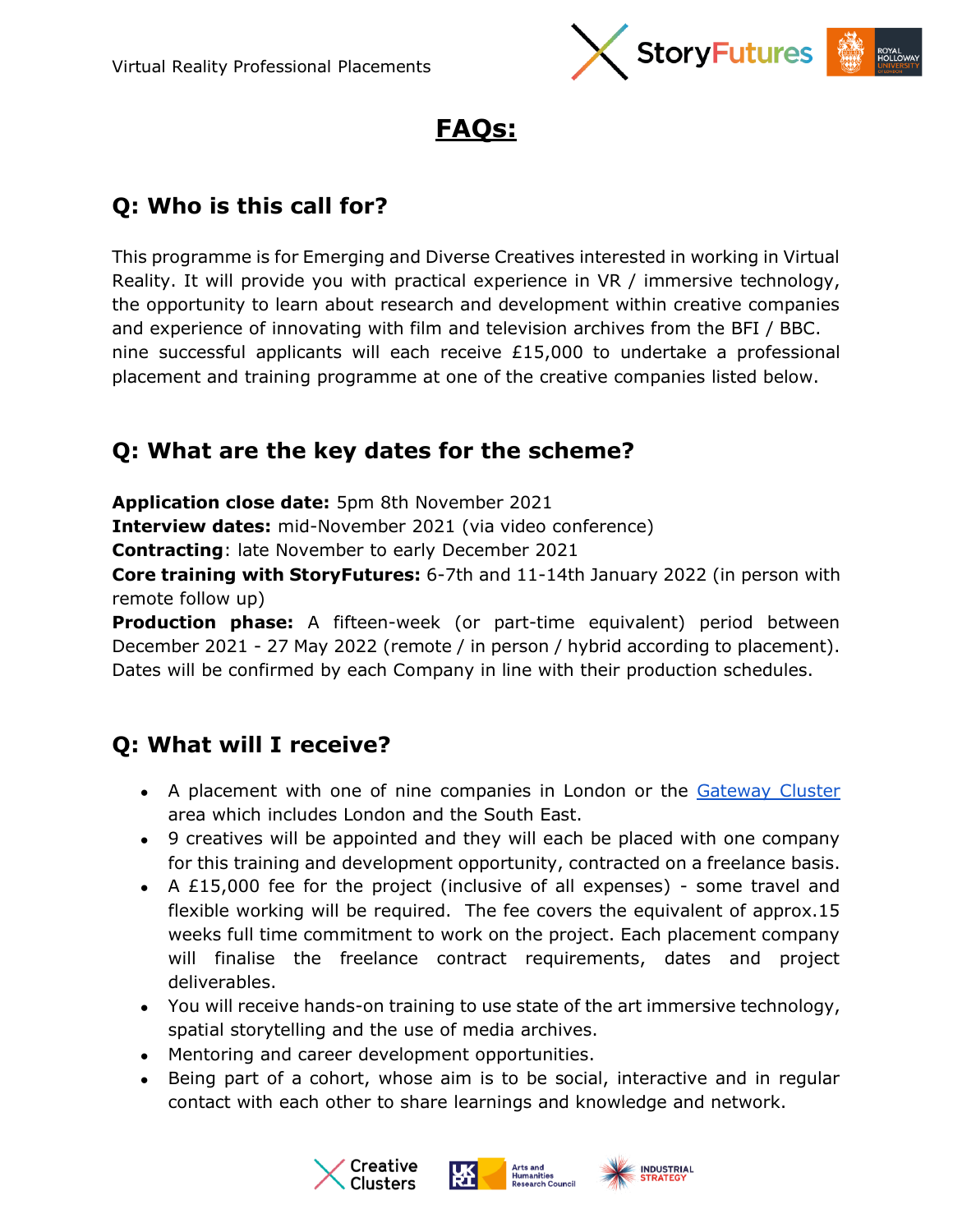# FAQs:

## Q: Who is this call for?

This programme is for Emerging and Diverse Creatives interested in working in Virtual Reality. It will provide you with practical experience in VR / immersive technology, the opportunity to learn about research and development within creative companies and experience of innovating with film and television archives from the BFI / BBC. nine successful applicants will each receive £15,000 to undertake a professional placement and training programme at one of the creative companies listed below.

## Q: What are the key dates for the scheme?

**Application close date:** 5pm 8th November 2021
**Interview dates:** mid-November 2021 (via video conference)
**Contracting**: late November to early December 2021
**Core training with StoryFutures:** 6-7th and 11-14th January 2022 (in person with remote follow up)
**Production phase:** A fifteen-week (or part-time equivalent) period between December 2021 - 27 May 2022 (remote / in person / hybrid according to placement). Dates will be confirmed by each Company in line with their production schedules.

## Q: What will I receive?

- A placement with one of nine companies in London or the Gateway Cluster area which includes London and the South East.
- 9 creatives will be appointed and they will each be placed with one company for this training and development opportunity, contracted on a freelance basis.
- A £15,000 fee for the project (inclusive of all expenses) - some travel and flexible working will be required. The fee covers the equivalent of approx.15 weeks full time commitment to work on the project. Each placement company will finalise the freelance contract requirements, dates and project deliverables.
- You will receive hands-on training to use state of the art immersive technology, spatial storytelling and the use of media archives.
- Mentoring and career development opportunities.
- Being part of a cohort, whose aim is to be social, interactive and in regular contact with each other to share learnings and knowledge and network.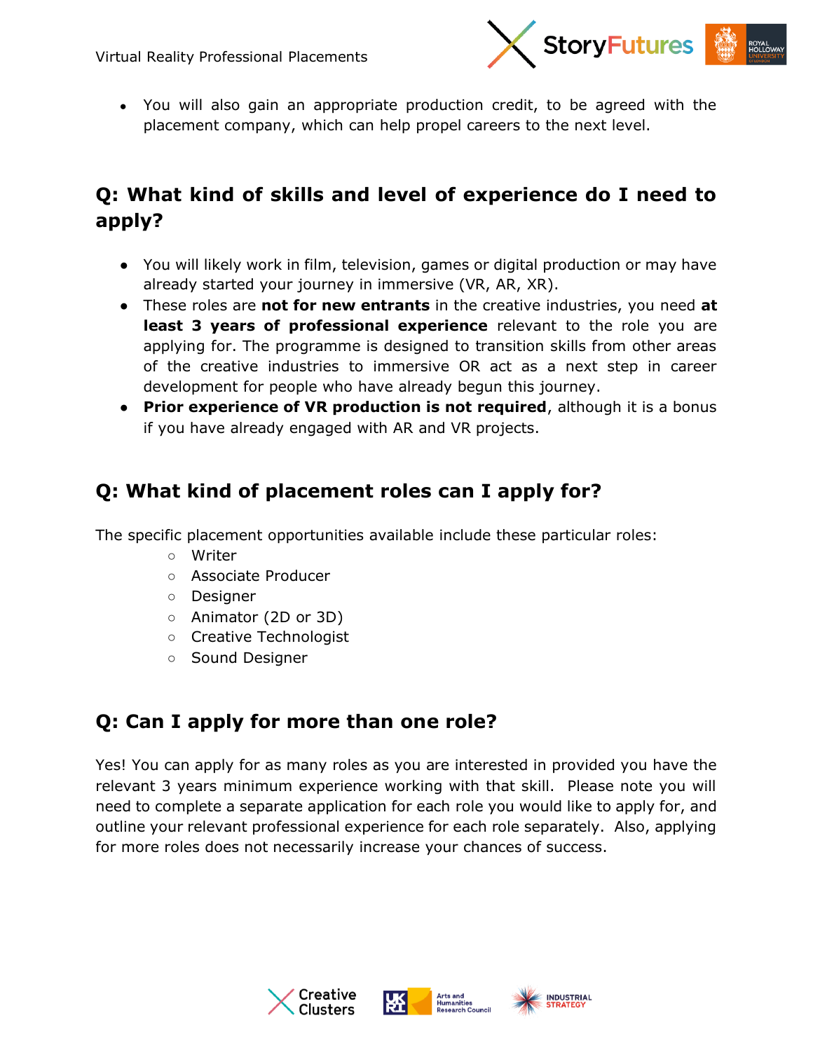- You will also gain an appropriate production credit, to be agreed with the placement company, which can help propel careers to the next level.

## Q: What kind of skills and level of experience do I need to apply?

- You will likely work in film, television, games or digital production or may have already started your journey in immersive (VR, AR, XR).
- These roles are **not for new entrants** in the creative industries, you need **at least 3 years of professional experience** relevant to the role you are applying for. The programme is designed to transition skills from other areas of the creative industries to immersive OR act as a next step in career development for people who have already begun this journey.
- **Prior experience of VR production is not required**, although it is a bonus if you have already engaged with AR and VR projects.

## Q: What kind of placement roles can I apply for?

The specific placement opportunities available include these particular roles:

- Writer
- Associate Producer
- Designer
- Animator (2D or 3D)
- Creative Technologist
- Sound Designer

## Q: Can I apply for more than one role?

Yes! You can apply for as many roles as you are interested in provided you have the relevant 3 years minimum experience working with that skill. Please note you will need to complete a separate application for each role you would like to apply for, and outline your relevant professional experience for each role separately. Also, applying for more roles does not necessarily increase your chances of success.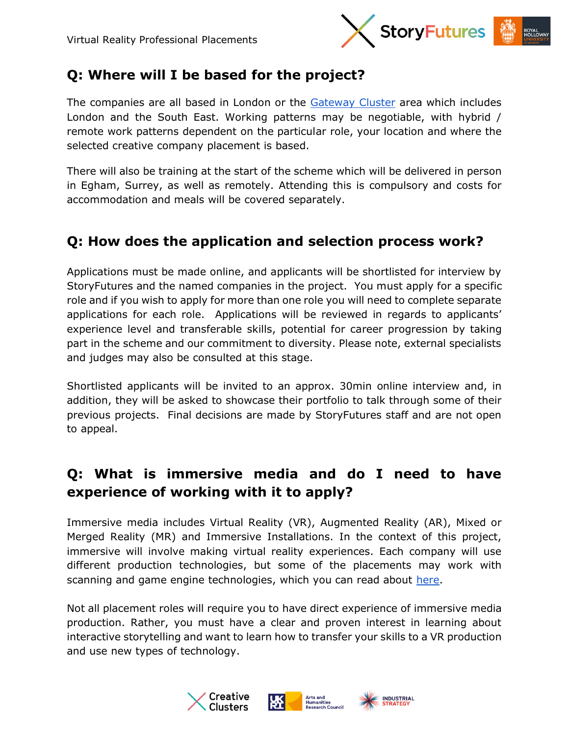## Q: Where will I be based for the project?

The companies are all based in London or the Gateway Cluster area which includes London and the South East. Working patterns may be negotiable, with hybrid / remote work patterns dependent on the particular role, your location and where the selected creative company placement is based.

There will also be training at the start of the scheme which will be delivered in person in Egham, Surrey, as well as remotely. Attending this is compulsory and costs for accommodation and meals will be covered separately.

## Q: How does the application and selection process work?

Applications must be made online, and applicants will be shortlisted for interview by StoryFutures and the named companies in the project. You must apply for a specific role and if you wish to apply for more than one role you will need to complete separate applications for each role. Applications will be reviewed in regards to applicants' experience level and transferable skills, potential for career progression by taking part in the scheme and our commitment to diversity. Please note, external specialists and judges may also be consulted at this stage.

Shortlisted applicants will be invited to an approx. 30min online interview and, in addition, they will be asked to showcase their portfolio to talk through some of their previous projects. Final decisions are made by StoryFutures staff and are not open to appeal.

## Q: What is immersive media and do I need to have experience of working with it to apply?

Immersive media includes Virtual Reality (VR), Augmented Reality (AR), Mixed or Merged Reality (MR) and Immersive Installations. In the context of this project, immersive will involve making virtual reality experiences. Each company will use different production technologies, but some of the placements may work with scanning and game engine technologies, which you can read about here.

Not all placement roles will require you to have direct experience of immersive media production. Rather, you must have a clear and proven interest in learning about interactive storytelling and want to learn how to transfer your skills to a VR production and use new types of technology.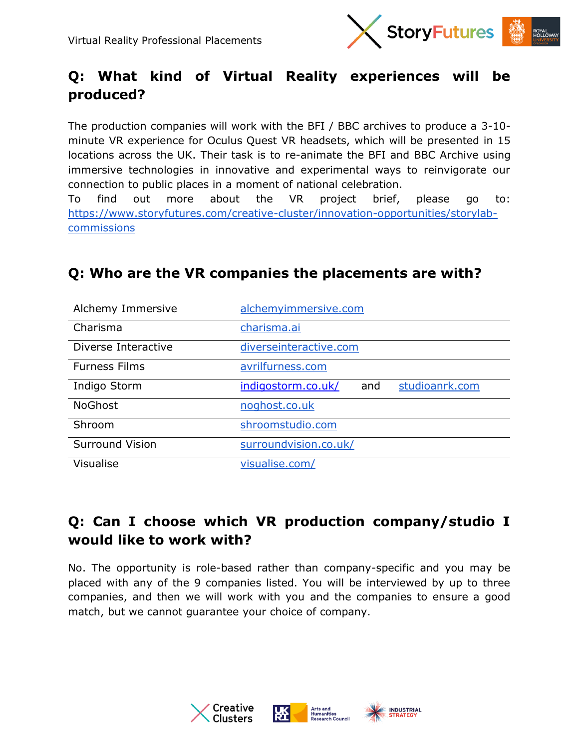## Q: What kind of Virtual Reality experiences will be produced?

The production companies will work with the BFI / BBC archives to produce a 3-10-minute VR experience for Oculus Quest VR headsets, which will be presented in 15 locations across the UK. Their task is to re-animate the BFI and BBC Archive using immersive technologies in innovative and experimental ways to reinvigorate our connection to public places in a moment of national celebration.
To find out more about the VR project brief, please go to: https://www.storyfutures.com/creative-cluster/innovation-opportunities/storylab-commissions

## Q: Who are the VR companies the placements are with?

| | |
|---|---|
| Alchemy Immersive | alchemyimmersive.com |
| Charisma | charisma.ai |
| Diverse Interactive | diverseinteractive.com |
| Furness Films | avrilfurness.com |
| Indigo Storm | indigostorm.co.uk/ and studioanrk.com |
| NoGhost | noghost.co.uk |
| Shroom | shroomstudio.com |
| Surround Vision | surroundvision.co.uk/ |
| Visualise | visualise.com/ |

## Q: Can I choose which VR production company/studio I would like to work with?

No. The opportunity is role-based rather than company-specific and you may be placed with any of the 9 companies listed. You will be interviewed by up to three companies, and then we will work with you and the companies to ensure a good match, but we cannot guarantee your choice of company.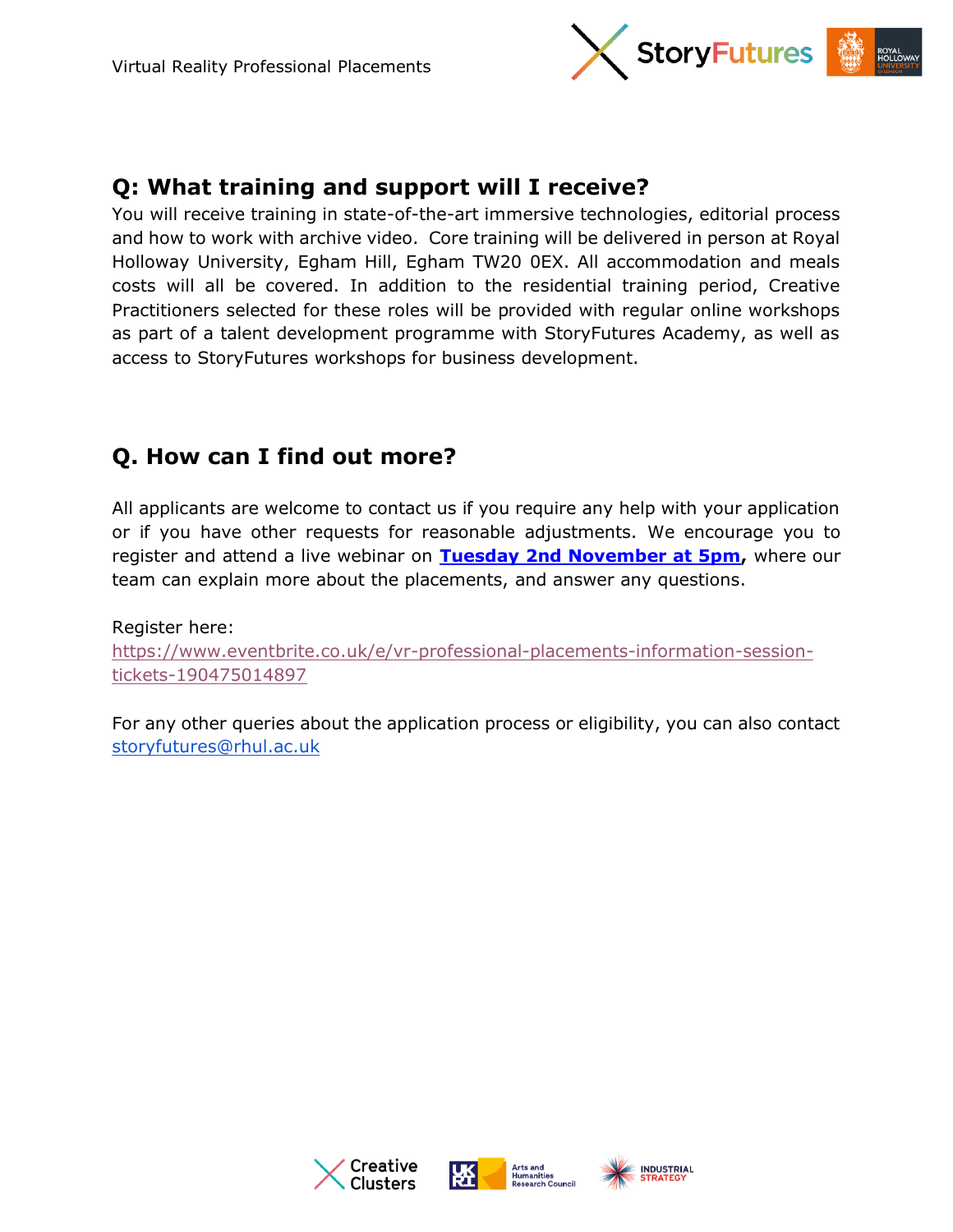## Q: What training and support will I receive?

You will receive training in state-of-the-art immersive technologies, editorial process and how to work with archive video. Core training will be delivered in person at Royal Holloway University, Egham Hill, Egham TW20 0EX. All accommodation and meals costs will all be covered. In addition to the residential training period, Creative Practitioners selected for these roles will be provided with regular online workshops as part of a talent development programme with StoryFutures Academy, as well as access to StoryFutures workshops for business development.

## Q. How can I find out more?

All applicants are welcome to contact us if you require any help with your application or if you have other requests for reasonable adjustments. We encourage you to register and attend a live webinar on **Tuesday 2nd November at 5pm**, where our team can explain more about the placements, and answer any questions.

Register here:
https://www.eventbrite.co.uk/e/vr-professional-placements-information-session-tickets-190475014897

For any other queries about the application process or eligibility, you can also contact storyfutures@rhul.ac.uk